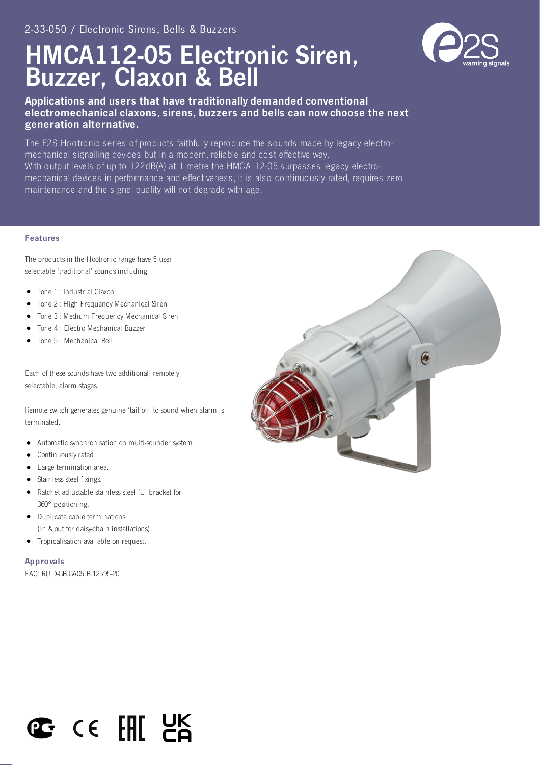2-33-050 / Electronic Sirens, Bells & Buzzers

# HMCA112-05 Electronic Siren, Buzzer, Claxon & Bell

**Applications and users that have traditionally demanded conventional electromechanical claxons, sirens, buzzers and bells can now choose the next generation alternative.**

The E2S Hootronic series of products faithfully reproduce the sounds made by legacy electro-mechanical signalling devices but in a modern, reliable and cost effective way.
With output levels of up to 122dB(A) at 1 metre the HMCA112-05 surpasses legacy electro-mechanical devices in performance and effectiveness, it is also continuously rated, requires zero maintenance and the signal quality will not degrade with age.

## Features

The products in the Hootronic range have 5 user selectable 'traditional' sounds including:

- Tone 1 : Industrial Claxon
- Tone 2 : High Frequency Mechanical Siren
- Tone 3 : Medium Frequency Mechanical Siren
- Tone 4 : Electro Mechanical Buzzer
- Tone 5 : Mechanical Bell

Each of these sounds have two additional, remotely selectable, alarm stages.

Remote switch generates genuine 'tail off' to sound when alarm is terminated.

- Automatic synchronisation on multi-sounder system.
- Continuously rated.
- Large termination area.
- Stainless steel fixings.
- Ratchet adjustable stainless steel 'U' bracket for 360° positioning.
- Duplicate cable terminations (in & out for daisy-chain installations).
- Tropicalisation available on request.

## Approvals

EAC: RU D-GB.GA05.B.12595-20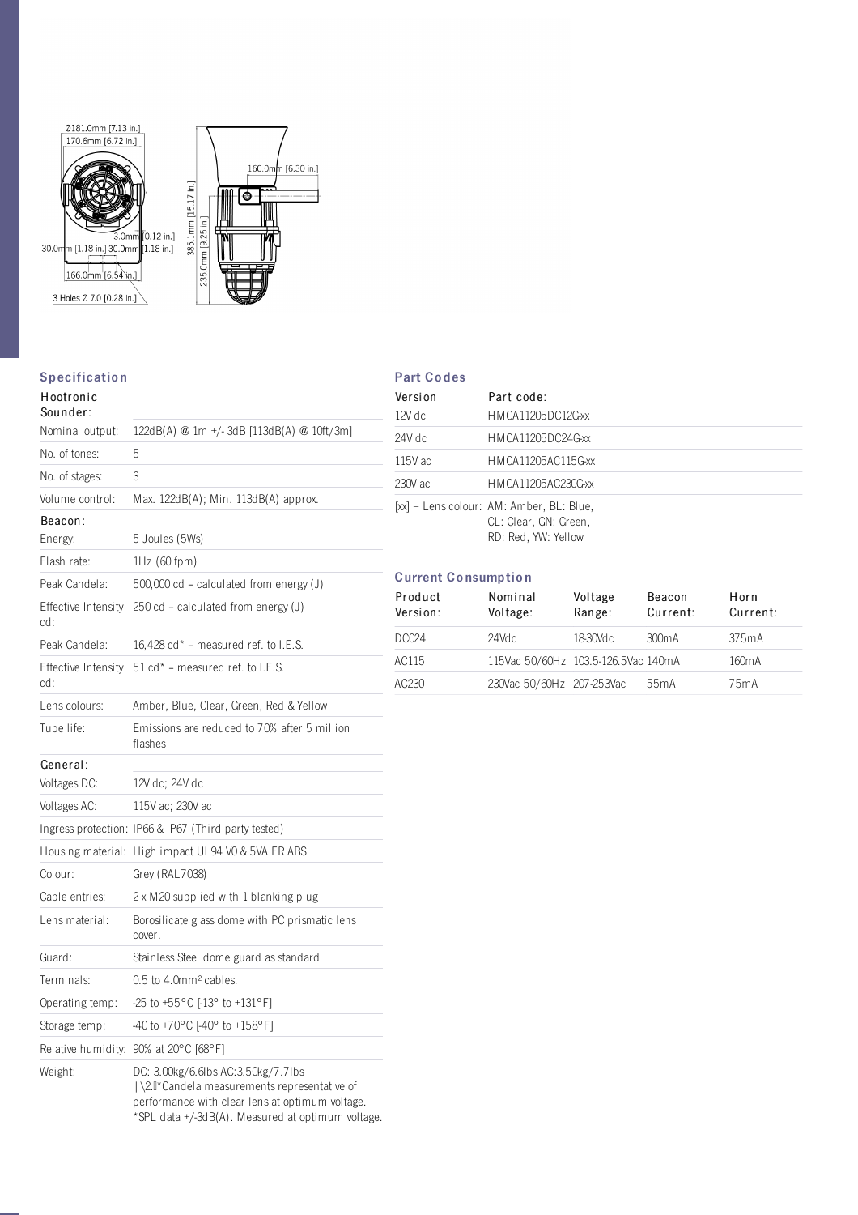## Specification

| Hootronic Sounder: | |
|---|---|
| Nominal output: | 122dB(A) @ 1m +/- 3dB [113dB(A) @ 10ft/3m] |
| No. of tones: | 5 |
| No. of stages: | 3 |
| Volume control: | Max. 122dB(A); Min. 113dB(A) approx. |
| **Beacon:** | |
| Energy: | 5 Joules (5Ws) |
| Flash rate: | 1Hz (60 fpm) |
| Peak Candela: | 500,000 cd – calculated from energy (J) |
| Effective Intensity cd: | 250 cd – calculated from energy (J) |
| Peak Candela: | 16,428 cd* – measured ref. to I.E.S. |
| Effective Intensity cd: | 51 cd* – measured ref. to I.E.S. |
| Lens colours: | Amber, Blue, Clear, Green, Red & Yellow |
| Tube life: | Emissions are reduced to 70% after 5 million flashes |
| **General:** | |
| Voltages DC: | 12V dc; 24V dc |
| Voltages AC: | 115V ac; 230V ac |
| Ingress protection: | IP66 & IP67 (Third party tested) |
| Housing material: | High impact UL94 V0 & 5VA FR ABS |
| Colour: | Grey (RAL7038) |
| Cable entries: | 2 x M20 supplied with 1 blanking plug |
| Lens material: | Borosilicate glass dome with PC prismatic lens cover. |
| Guard: | Stainless Steel dome guard as standard |
| Terminals: | 0.5 to 4.0mm² cables. |
| Operating temp: | -25 to +55°C [-13° to +131°F] |
| Storage temp: | -40 to +70°C [-40° to +158°F] |
| Relative humidity: | 90% at 20°C [68°F] |
| Weight: | DC: 3.00kg/6.6lbs AC:3.50kg/7.7lbs |

*Candela measurements representative of performance with clear lens at optimum voltage.
*SPL data +/-3dB(A). Measured at optimum voltage.

## Part Codes

| Version | Part code: |
|---|---|
| 12V dc | HMCA11205DC12G-xx |
| 24V dc | HMCA11205DC24G-xx |
| 115V ac | HMCA11205AC115G-xx |
| 230V ac | HMCA11205AC230G-xx |

[xx] = Lens colour: AM: Amber, BL: Blue, CL: Clear, GN: Green, RD: Red, YW: Yellow

## Current Consumption

| Product Version: | Nominal Voltage: | Voltage Range: | Beacon Current: | Horn Current: |
|---|---|---|---|---|
| DC024 | 24Vdc | 18-30Vdc | 300mA | 375mA |
| AC115 | 115Vac 50/60Hz | 103.5-126.5Vac | 140mA | 160mA |
| AC230 | 230Vac 50/60Hz | 207-253Vac | 55mA | 75mA |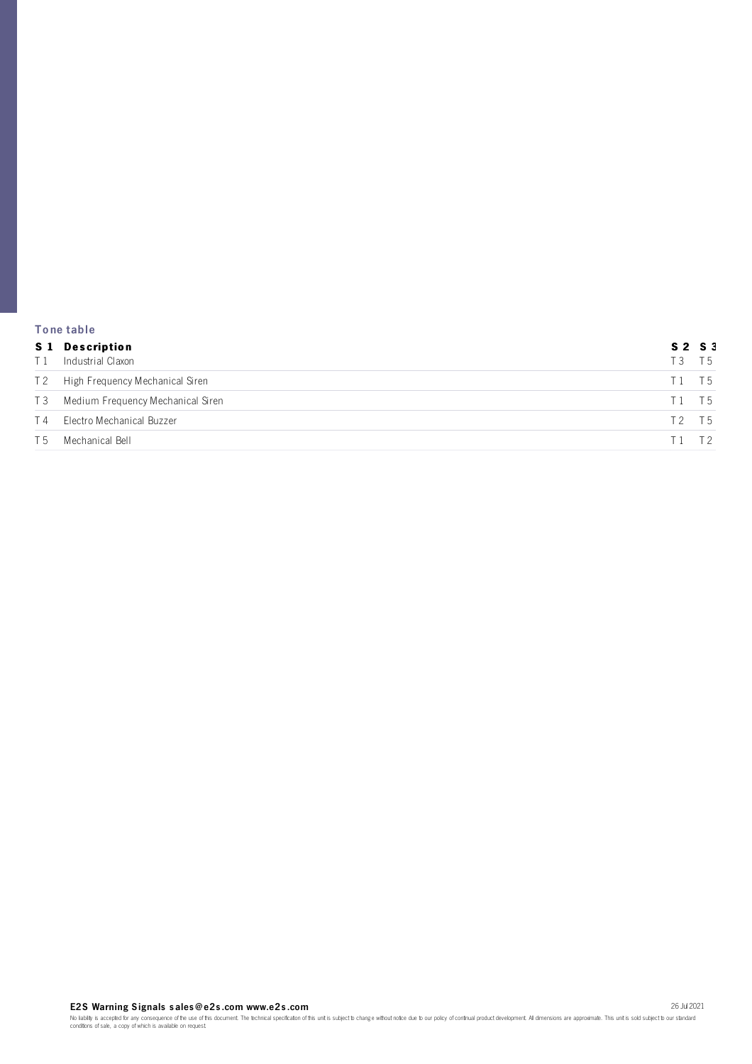### Tone table

| S 1 | Description | S 2 | S 3 |
|---|---|---|---|
| T 1 | Industrial Claxon | T 3 | T 5 |
| T 2 | High Frequency Mechanical Siren | T 1 | T 5 |
| T 3 | Medium Frequency Mechanical Siren | T 1 | T 5 |
| T 4 | Electro Mechanical Buzzer | T 2 | T 5 |
| T 5 | Mechanical Bell | T 1 | T 2 |

**E2S Warning Signals sales@e2s.com www.e2s.com**

26 Jul 2021

No liability is accepted for any consequence of the use of this document. The technical specification of this unit is subject to change without notice due to our policy of continual product development. All dimensions are approximate. This unit is sold subject to our standard conditions of sale, a copy of which is available on request.